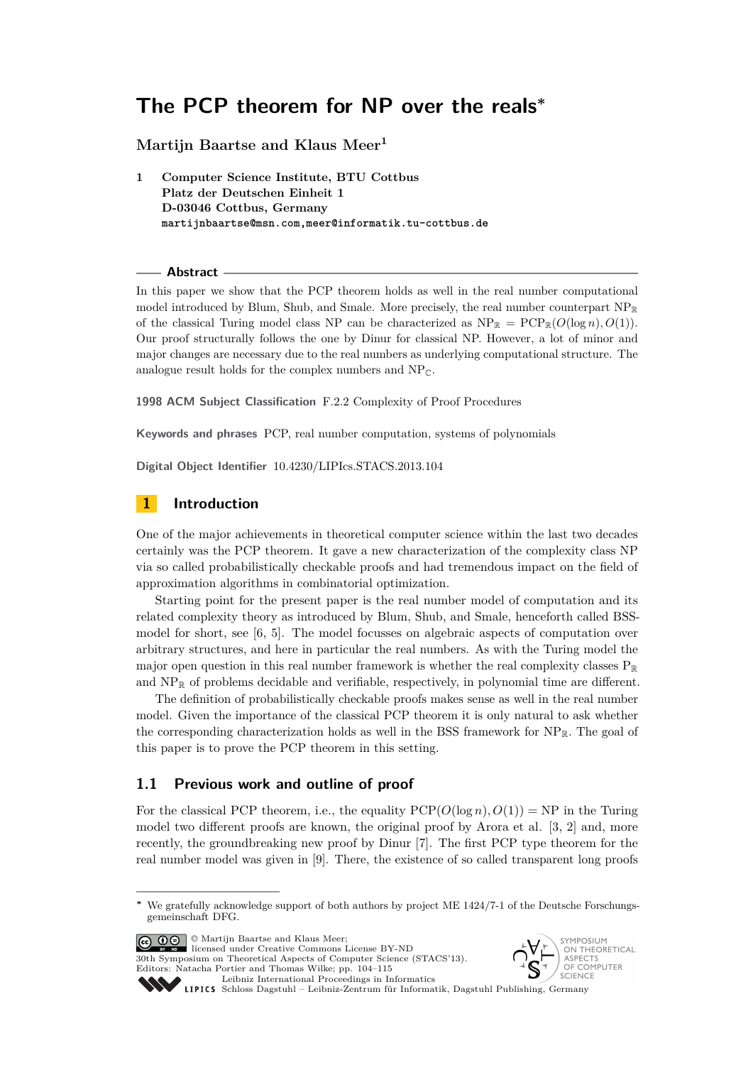# The PCP theorem for NP over the reals*

**Martijn Baartse and Klaus Meer**[1]

1 **Computer Science Institute, BTU Cottbus**
**Platz der Deutschen Einheit 1**
**D-03046 Cottbus, Germany**
**martijnbaartse@msn.com,meer@informatik.tu-cottbus.de**

## Abstract

In this paper we show that the PCP theorem holds as well in the real number computational model introduced by Blum, Shub, and Smale. More precisely, the real number counterpart $\mathrm{NP}_{\mathbb{R}}$ of the classical Turing model class NP can be characterized as $\mathrm{NP}_{\mathbb{R}} = \mathrm{PCP}_{\mathbb{R}}(O(\log n), O(1))$. Our proof structurally follows the one by Dinur for classical NP. However, a lot of minor and major changes are necessary due to the real numbers as underlying computational structure. The analogue result holds for the complex numbers and $\mathrm{NP}_{\mathbb{C}}$.

**1998 ACM Subject Classification** F.2.2 Complexity of Proof Procedures

**Keywords and phrases** PCP, real number computation, systems of polynomials

**Digital Object Identifier** 10.4230/LIPIcs.STACS.2013.104

## 1 Introduction

One of the major achievements in theoretical computer science within the last two decades certainly was the PCP theorem. It gave a new characterization of the complexity class NP via so called probabilistically checkable proofs and had tremendous impact on the field of approximation algorithms in combinatorial optimization.

Starting point for the present paper is the real number model of computation and its related complexity theory as introduced by Blum, Shub, and Smale, henceforth called BSS-model for short, see [6, 5]. The model focusses on algebraic aspects of computation over arbitrary structures, and here in particular the real numbers. As with the Turing model the major open question in this real number framework is whether the real complexity classes $\mathrm{P}_{\mathbb{R}}$ and $\mathrm{NP}_{\mathbb{R}}$ of problems decidable and verifiable, respectively, in polynomial time are different.

The definition of probabilistically checkable proofs makes sense as well in the real number model. Given the importance of the classical PCP theorem it is only natural to ask whether the corresponding characterization holds as well in the BSS framework for $\mathrm{NP}_{\mathbb{R}}$. The goal of this paper is to prove the PCP theorem in this setting.

### 1.1 Previous work and outline of proof

For the classical PCP theorem, i.e., the equality $\mathrm{PCP}(O(\log n), O(1)) = \mathrm{NP}$ in the Turing model two different proofs are known, the original proof by Arora et al. [3, 2] and, more recently, the groundbreaking new proof by Dinur [7]. The first PCP type theorem for the real number model was given in [9]. There, the existence of so called transparent long proofs

---

\* We gratefully acknowledge support of both authors by project ME 1424/7-1 of the Deutsche Forschungsgemeinschaft DFG.

© Martijn Baartse and Klaus Meer;
licensed under Creative Commons License BY-ND
30th Symposium on Theoretical Aspects of Computer Science (STACS'13).
Editors: Natacha Portier and Thomas Wilke; pp. 104–115
Leibniz International Proceedings in Informatics
Schloss Dagstuhl – Leibniz-Zentrum für Informatik, Dagstuhl Publishing, Germany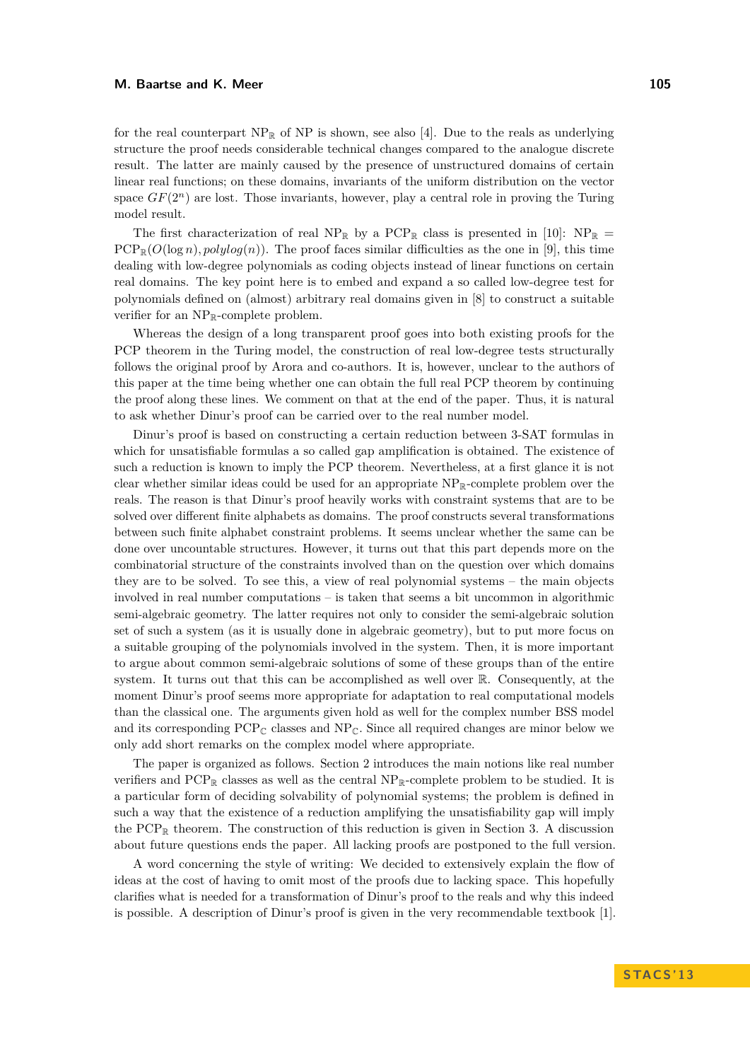for the real counterpart $\mathrm{NP}_{\mathbb{R}}$ of NP is shown, see also [4]. Due to the reals as underlying structure the proof needs considerable technical changes compared to the analogue discrete result. The latter are mainly caused by the presence of unstructured domains of certain linear real functions; on these domains, invariants of the uniform distribution on the vector space $GF(2^n)$ are lost. Those invariants, however, play a central role in proving the Turing model result.

The first characterization of real $\mathrm{NP}_{\mathbb{R}}$ by a $\mathrm{PCP}_{\mathbb{R}}$ class is presented in [10]: $\mathrm{NP}_{\mathbb{R}} = \mathrm{PCP}_{\mathbb{R}}(O(\log n), polylog(n))$. The proof faces similar difficulties as the one in [9], this time dealing with low-degree polynomials as coding objects instead of linear functions on certain real domains. The key point here is to embed and expand a so called low-degree test for polynomials defined on (almost) arbitrary real domains given in [8] to construct a suitable verifier for an $\mathrm{NP}_{\mathbb{R}}$-complete problem.

Whereas the design of a long transparent proof goes into both existing proofs for the PCP theorem in the Turing model, the construction of real low-degree tests structurally follows the original proof by Arora and co-authors. It is, however, unclear to the authors of this paper at the time being whether one can obtain the full real PCP theorem by continuing the proof along these lines. We comment on that at the end of the paper. Thus, it is natural to ask whether Dinur's proof can be carried over to the real number model.

Dinur's proof is based on constructing a certain reduction between 3-SAT formulas in which for unsatisfiable formulas a so called gap amplification is obtained. The existence of such a reduction is known to imply the PCP theorem. Nevertheless, at a first glance it is not clear whether similar ideas could be used for an appropriate $\mathrm{NP}_{\mathbb{R}}$-complete problem over the reals. The reason is that Dinur's proof heavily works with constraint systems that are to be solved over different finite alphabets as domains. The proof constructs several transformations between such finite alphabet constraint problems. It seems unclear whether the same can be done over uncountable structures. However, it turns out that this part depends more on the combinatorial structure of the constraints involved than on the question over which domains they are to be solved. To see this, a view of real polynomial systems – the main objects involved in real number computations – is taken that seems a bit uncommon in algorithmic semi-algebraic geometry. The latter requires not only to consider the semi-algebraic solution set of such a system (as it is usually done in algebraic geometry), but to put more focus on a suitable grouping of the polynomials involved in the system. Then, it is more important to argue about common semi-algebraic solutions of some of these groups than of the entire system. It turns out that this can be accomplished as well over $\mathbb{R}$. Consequently, at the moment Dinur's proof seems more appropriate for adaptation to real computational models than the classical one. The arguments given hold as well for the complex number BSS model and its corresponding $\mathrm{PCP}_{\mathbb{C}}$ classes and $\mathrm{NP}_{\mathbb{C}}$. Since all required changes are minor below we only add short remarks on the complex model where appropriate.

The paper is organized as follows. Section 2 introduces the main notions like real number verifiers and $\mathrm{PCP}_{\mathbb{R}}$ classes as well as the central $\mathrm{NP}_{\mathbb{R}}$-complete problem to be studied. It is a particular form of deciding solvability of polynomial systems; the problem is defined in such a way that the existence of a reduction amplifying the unsatisfiability gap will imply the $\mathrm{PCP}_{\mathbb{R}}$ theorem. The construction of this reduction is given in Section 3. A discussion about future questions ends the paper. All lacking proofs are postponed to the full version.

A word concerning the style of writing: We decided to extensively explain the flow of ideas at the cost of having to omit most of the proofs due to lacking space. This hopefully clarifies what is needed for a transformation of Dinur's proof to the reals and why this indeed is possible. A description of Dinur's proof is given in the very recommendable textbook [1].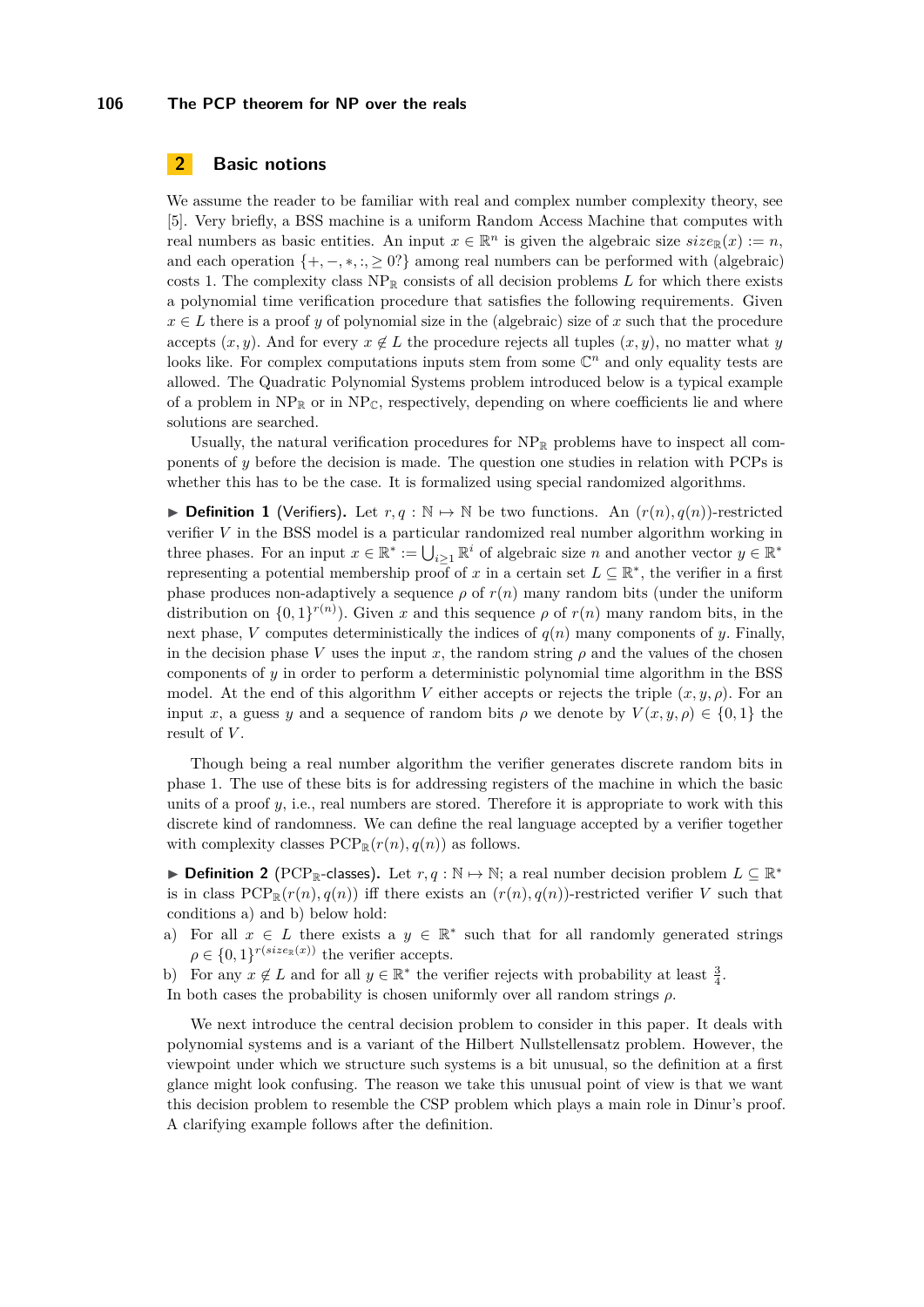## 2 Basic notions

We assume the reader to be familiar with real and complex number complexity theory, see [5]. Very briefly, a BSS machine is a uniform Random Access Machine that computes with real numbers as basic entities. An input $x \in \mathbb{R}^n$ is given the algebraic size $size_{\mathbb{R}}(x) := n$, and each operation $\{+, -, *, :, \geq 0?\}$ among real numbers can be performed with (algebraic) costs 1. The complexity class $\mathrm{NP}_{\mathbb{R}}$ consists of all decision problems $L$ for which there exists a polynomial time verification procedure that satisfies the following requirements. Given $x \in L$ there is a proof $y$ of polynomial size in the (algebraic) size of $x$ such that the procedure accepts $(x, y)$. And for every $x \notin L$ the procedure rejects all tuples $(x, y)$, no matter what $y$ looks like. For complex computations inputs stem from some $\mathbb{C}^n$ and only equality tests are allowed. The Quadratic Polynomial Systems problem introduced below is a typical example of a problem in $\mathrm{NP}_{\mathbb{R}}$ or in $\mathrm{NP}_{\mathbb{C}}$, respectively, depending on where coefficients lie and where solutions are searched.

Usually, the natural verification procedures for $\mathrm{NP}_{\mathbb{R}}$ problems have to inspect all components of $y$ before the decision is made. The question one studies in relation with PCPs is whether this has to be the case. It is formalized using special randomized algorithms.

▶ **Definition 1** (Verifiers). Let $r, q : \mathbb{N} \mapsto \mathbb{N}$ be two functions. An $(r(n), q(n))$-restricted verifier $V$ in the BSS model is a particular randomized real number algorithm working in three phases. For an input $x \in \mathbb{R}^* := \bigcup_{i \geq 1} \mathbb{R}^i$ of algebraic size $n$ and another vector $y \in \mathbb{R}^*$ representing a potential membership proof of $x$ in a certain set $L \subseteq \mathbb{R}^*$, the verifier in a first phase produces non-adaptively a sequence $\rho$ of $r(n)$ many random bits (under the uniform distribution on $\{0, 1\}^{r(n)}$). Given $x$ and this sequence $\rho$ of $r(n)$ many random bits, in the next phase, $V$ computes deterministically the indices of $q(n)$ many components of $y$. Finally, in the decision phase $V$ uses the input $x$, the random string $\rho$ and the values of the chosen components of $y$ in order to perform a deterministic polynomial time algorithm in the BSS model. At the end of this algorithm $V$ either accepts or rejects the triple $(x, y, \rho)$. For an input $x$, a guess $y$ and a sequence of random bits $\rho$ we denote by $V(x, y, \rho) \in \{0, 1\}$ the result of $V$.

Though being a real number algorithm the verifier generates discrete random bits in phase 1. The use of these bits is for addressing registers of the machine in which the basic units of a proof $y$, i.e., real numbers are stored. Therefore it is appropriate to work with this discrete kind of randomness. We can define the real language accepted by a verifier together with complexity classes $\mathrm{PCP}_{\mathbb{R}}(r(n), q(n))$ as follows.

▶ **Definition 2** ($\mathrm{PCP}_{\mathbb{R}}$-classes). Let $r, q : \mathbb{N} \mapsto \mathbb{N}$; a real number decision problem $L \subseteq \mathbb{R}^*$ is in class $\mathrm{PCP}_{\mathbb{R}}(r(n), q(n))$ iff there exists an $(r(n), q(n))$-restricted verifier $V$ such that conditions a) and b) below hold:

a) For all $x \in L$ there exists a $y \in \mathbb{R}^*$ such that for all randomly generated strings $\rho \in \{0, 1\}^{r(size_{\mathbb{R}}(x))}$ the verifier accepts.

b) For any $x \notin L$ and for all $y \in \mathbb{R}^*$ the verifier rejects with probability at least $\frac{3}{4}$.

In both cases the probability is chosen uniformly over all random strings $\rho$.

We next introduce the central decision problem to consider in this paper. It deals with polynomial systems and is a variant of the Hilbert Nullstellensatz problem. However, the viewpoint under which we structure such systems is a bit unusual, so the definition at a first glance might look confusing. The reason we take this unusual point of view is that we want this decision problem to resemble the CSP problem which plays a main role in Dinur's proof. A clarifying example follows after the definition.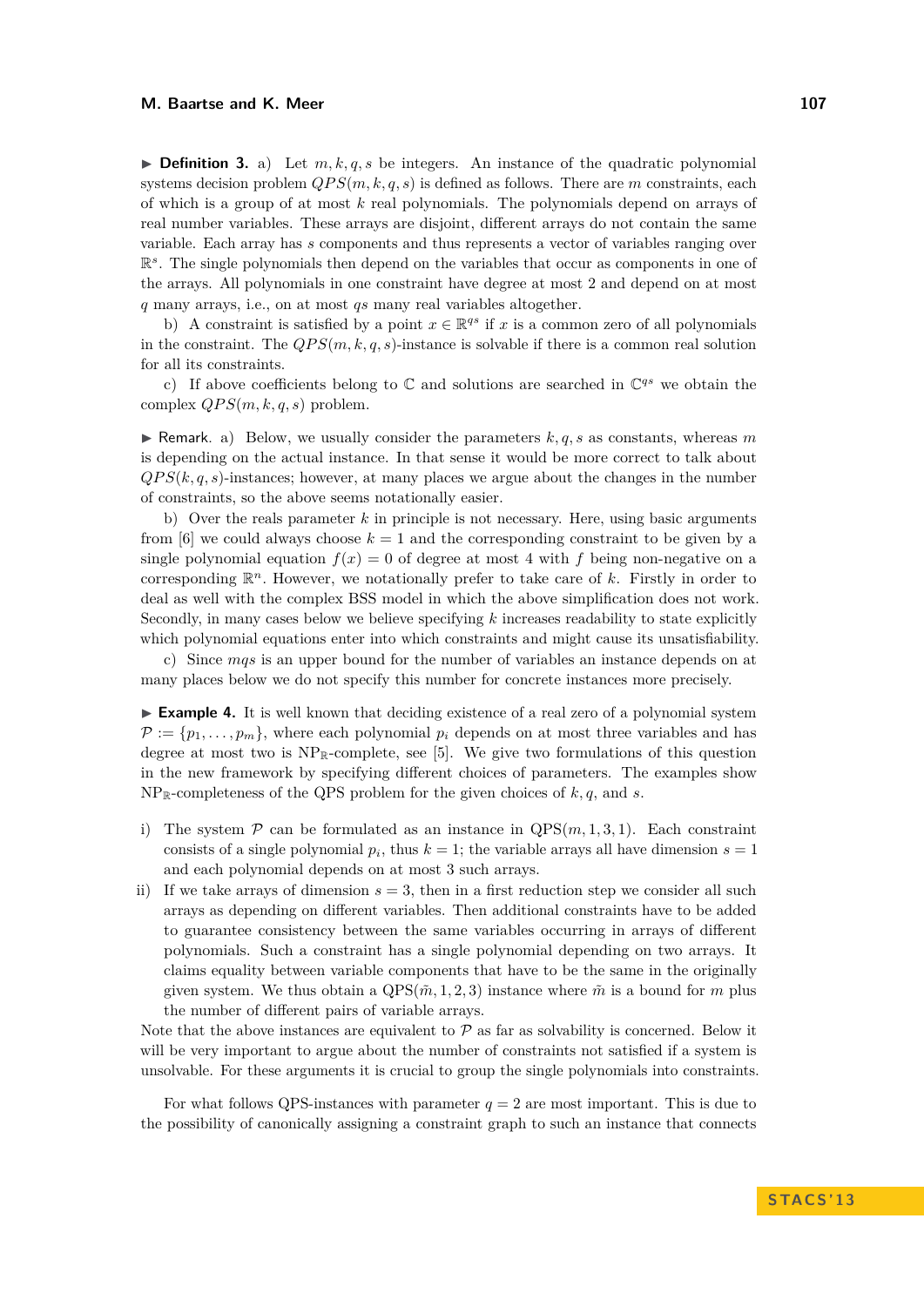▶ **Definition 3.** a) Let $m, k, q, s$ be integers. An instance of the quadratic polynomial systems decision problem $QPS(m, k, q, s)$ is defined as follows. There are $m$ constraints, each of which is a group of at most $k$ real polynomials. The polynomials depend on arrays of real number variables. These arrays are disjoint, different arrays do not contain the same variable. Each array has $s$ components and thus represents a vector of variables ranging over $\mathbb{R}^s$. The single polynomials then depend on the variables that occur as components in one of the arrays. All polynomials in one constraint have degree at most 2 and depend on at most $q$ many arrays, i.e., on at most $qs$ many real variables altogether.

b) A constraint is satisfied by a point $x \in \mathbb{R}^{qs}$ if $x$ is a common zero of all polynomials in the constraint. The $QPS(m, k, q, s)$-instance is solvable if there is a common real solution for all its constraints.

c) If above coefficients belong to $\mathbb{C}$ and solutions are searched in $\mathbb{C}^{qs}$ we obtain the complex $QPS(m, k, q, s)$ problem.

▶ Remark. a) Below, we usually consider the parameters $k, q, s$ as constants, whereas $m$ is depending on the actual instance. In that sense it would be more correct to talk about $QPS(k, q, s)$-instances; however, at many places we argue about the changes in the number of constraints, so the above seems notationally easier.

b) Over the reals parameter $k$ in principle is not necessary. Here, using basic arguments from [6] we could always choose $k = 1$ and the corresponding constraint to be given by a single polynomial equation $f(x) = 0$ of degree at most 4 with $f$ being non-negative on a corresponding $\mathbb{R}^n$. However, we notationally prefer to take care of $k$. Firstly in order to deal as well with the complex BSS model in which the above simplification does not work. Secondly, in many cases below we believe specifying $k$ increases readability to state explicitly which polynomial equations enter into which constraints and might cause its unsatisfiability.

c) Since $mqs$ is an upper bound for the number of variables an instance depends on at many places below we do not specify this number for concrete instances more precisely.

▶ **Example 4.** It is well known that deciding existence of a real zero of a polynomial system $\mathcal{P} := \{p_1, \ldots, p_m\}$, where each polynomial $p_i$ depends on at most three variables and has degree at most two is $\mathrm{NP}_{\mathbb{R}}$-complete, see [5]. We give two formulations of this question in the new framework by specifying different choices of parameters. The examples show $\mathrm{NP}_{\mathbb{R}}$-completeness of the QPS problem for the given choices of $k, q$, and $s$.

i) The system $\mathcal{P}$ can be formulated as an instance in $\mathrm{QPS}(m, 1, 3, 1)$. Each constraint consists of a single polynomial $p_i$, thus $k = 1$; the variable arrays all have dimension $s = 1$ and each polynomial depends on at most 3 such arrays.

ii) If we take arrays of dimension $s = 3$, then in a first reduction step we consider all such arrays as depending on different variables. Then additional constraints have to be added to guarantee consistency between the same variables occurring in arrays of different polynomials. Such a constraint has a single polynomial depending on two arrays. It claims equality between variable components that have to be the same in the originally given system. We thus obtain a $\mathrm{QPS}(\tilde{m}, 1, 2, 3)$ instance where $\tilde{m}$ is a bound for $m$ plus the number of different pairs of variable arrays.

Note that the above instances are equivalent to $\mathcal{P}$ as far as solvability is concerned. Below it will be very important to argue about the number of constraints not satisfied if a system is unsolvable. For these arguments it is crucial to group the single polynomials into constraints.

For what follows QPS-instances with parameter $q = 2$ are most important. This is due to the possibility of canonically assigning a constraint graph to such an instance that connects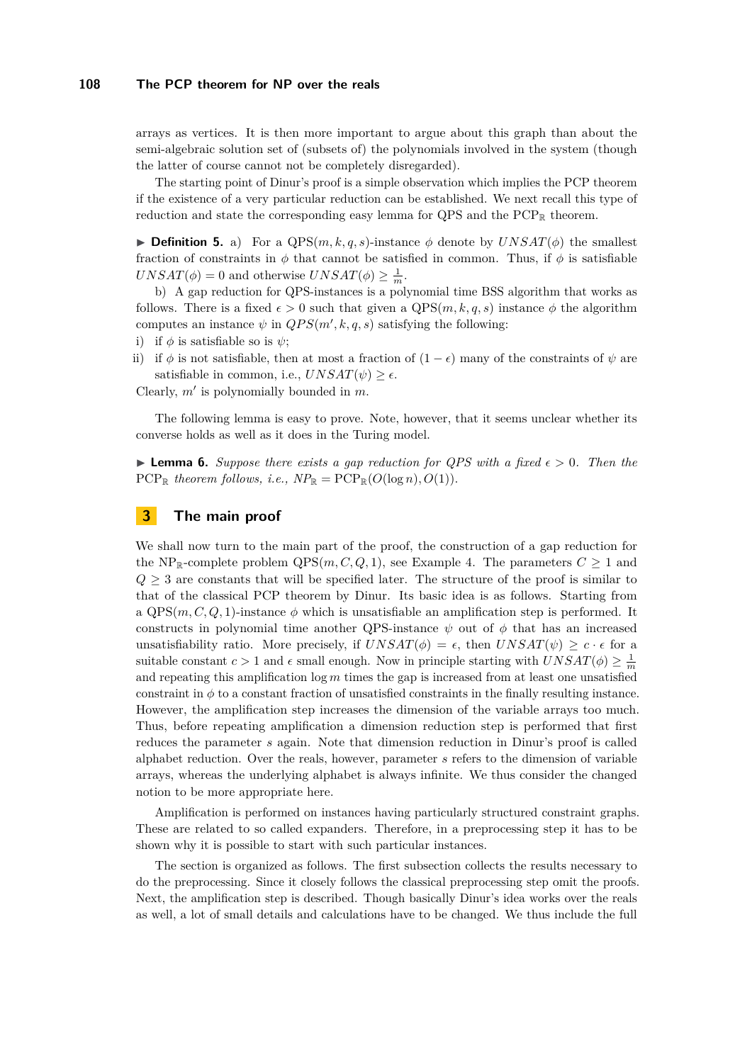arrays as vertices. It is then more important to argue about this graph than about the semi-algebraic solution set of (subsets of) the polynomials involved in the system (though the latter of course cannot not be completely disregarded).

The starting point of Dinur's proof is a simple observation which implies the PCP theorem if the existence of a very particular reduction can be established. We next recall this type of reduction and state the corresponding easy lemma for QPS and the $\mathrm{PCP}_{\mathbb{R}}$ theorem.

▶ **Definition 5.** a) For a $\mathrm{QPS}(m, k, q, s)$-instance $\phi$ denote by $UNSAT(\phi)$ the smallest fraction of constraints in $\phi$ that cannot be satisfied in common. Thus, if $\phi$ is satisfiable $UNSAT(\phi) = 0$ and otherwise $UNSAT(\phi) \geq \frac{1}{m}$.

b) A gap reduction for QPS-instances is a polynomial time BSS algorithm that works as follows. There is a fixed $\epsilon > 0$ such that given a $\mathrm{QPS}(m, k, q, s)$ instance $\phi$ the algorithm computes an instance $\psi$ in $QPS(m', k, q, s)$ satisfying the following:

i) if $\phi$ is satisfiable so is $\psi$;

ii) if $\phi$ is not satisfiable, then at most a fraction of $(1 - \epsilon)$ many of the constraints of $\psi$ are satisfiable in common, i.e., $UNSAT(\psi) \geq \epsilon$.

Clearly, $m'$ is polynomially bounded in $m$.

The following lemma is easy to prove. Note, however, that it seems unclear whether its converse holds as well as it does in the Turing model.

▶ **Lemma 6.** *Suppose there exists a gap reduction for QPS with a fixed $\epsilon > 0$. Then the $\mathrm{PCP}_{\mathbb{R}}$ theorem follows, i.e., $NP_{\mathbb{R}} = \mathrm{PCP}_{\mathbb{R}}(O(\log n), O(1))$.*

## 3 The main proof

We shall now turn to the main part of the proof, the construction of a gap reduction for the $\mathrm{NP}_{\mathbb{R}}$-complete problem $\mathrm{QPS}(m, C, Q, 1)$, see Example 4. The parameters $C \geq 1$ and $Q \geq 3$ are constants that will be specified later. The structure of the proof is similar to that of the classical PCP theorem by Dinur. Its basic idea is as follows. Starting from a $\mathrm{QPS}(m, C, Q, 1)$-instance $\phi$ which is unsatisfiable an amplification step is performed. It constructs in polynomial time another QPS-instance $\psi$ out of $\phi$ that has an increased unsatisfiability ratio. More precisely, if $UNSAT(\phi) = \epsilon$, then $UNSAT(\psi) \geq c \cdot \epsilon$ for a suitable constant $c > 1$ and $\epsilon$ small enough. Now in principle starting with $UNSAT(\phi) \geq \frac{1}{m}$ and repeating this amplification $\log m$ times the gap is increased from at least one unsatisfied constraint in $\phi$ to a constant fraction of unsatisfied constraints in the finally resulting instance. However, the amplification step increases the dimension of the variable arrays too much. Thus, before repeating amplification a dimension reduction step is performed that first reduces the parameter $s$ again. Note that dimension reduction in Dinur's proof is called alphabet reduction. Over the reals, however, parameter $s$ refers to the dimension of variable arrays, whereas the underlying alphabet is always infinite. We thus consider the changed notion to be more appropriate here.

Amplification is performed on instances having particularly structured constraint graphs. These are related to so called expanders. Therefore, in a preprocessing step it has to be shown why it is possible to start with such particular instances.

The section is organized as follows. The first subsection collects the results necessary to do the preprocessing. Since it closely follows the classical preprocessing step omit the proofs. Next, the amplification step is described. Though basically Dinur's idea works over the reals as well, a lot of small details and calculations have to be changed. We thus include the full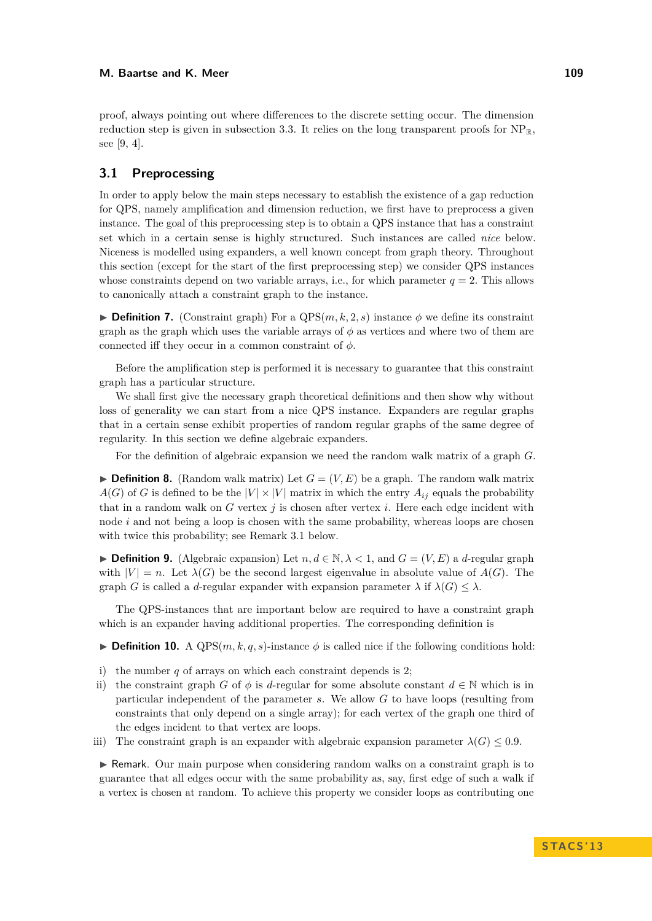proof, always pointing out where differences to the discrete setting occur. The dimension reduction step is given in subsection 3.3. It relies on the long transparent proofs for $NP_{\mathbb{R}}$, see [9, 4].

## 3.1 Preprocessing

In order to apply below the main steps necessary to establish the existence of a gap reduction for QPS, namely amplification and dimension reduction, we first have to preprocess a given instance. The goal of this preprocessing step is to obtain a QPS instance that has a constraint set which in a certain sense is highly structured. Such instances are called *nice* below. Niceness is modelled using expanders, a well known concept from graph theory. Throughout this section (except for the start of the first preprocessing step) we consider QPS instances whose constraints depend on two variable arrays, i.e., for which parameter $q = 2$. This allows to canonically attach a constraint graph to the instance.

▶ **Definition 7.** (Constraint graph) For a $\text{QPS}(m, k, 2, s)$ instance $\phi$ we define its constraint graph as the graph which uses the variable arrays of $\phi$ as vertices and where two of them are connected iff they occur in a common constraint of $\phi$.

Before the amplification step is performed it is necessary to guarantee that this constraint graph has a particular structure.

We shall first give the necessary graph theoretical definitions and then show why without loss of generality we can start from a nice QPS instance. Expanders are regular graphs that in a certain sense exhibit properties of random regular graphs of the same degree of regularity. In this section we define algebraic expanders.

For the definition of algebraic expansion we need the random walk matrix of a graph $G$.

▶ **Definition 8.** (Random walk matrix) Let $G = (V, E)$ be a graph. The random walk matrix $A(G)$ of $G$ is defined to be the $|V| \times |V|$ matrix in which the entry $A_{ij}$ equals the probability that in a random walk on $G$ vertex $j$ is chosen after vertex $i$. Here each edge incident with node $i$ and not being a loop is chosen with the same probability, whereas loops are chosen with twice this probability; see Remark 3.1 below.

▶ **Definition 9.** (Algebraic expansion) Let $n, d \in \mathbb{N}, \lambda < 1$, and $G = (V, E)$ a $d$-regular graph with $|V| = n$. Let $\lambda(G)$ be the second largest eigenvalue in absolute value of $A(G)$. The graph $G$ is called a $d$-regular expander with expansion parameter $\lambda$ if $\lambda(G) \leq \lambda$.

The QPS-instances that are important below are required to have a constraint graph which is an expander having additional properties. The corresponding definition is

▶ **Definition 10.** A $\text{QPS}(m, k, q, s)$-instance $\phi$ is called nice if the following conditions hold:

i) the number $q$ of arrays on which each constraint depends is 2;
ii) the constraint graph $G$ of $\phi$ is $d$-regular for some absolute constant $d \in \mathbb{N}$ which is in particular independent of the parameter $s$. We allow $G$ to have loops (resulting from constraints that only depend on a single array); for each vertex of the graph one third of the edges incident to that vertex are loops.
iii) The constraint graph is an expander with algebraic expansion parameter $\lambda(G) \leq 0.9$.

▶ Remark. Our main purpose when considering random walks on a constraint graph is to guarantee that all edges occur with the same probability as, say, first edge of such a walk if a vertex is chosen at random. To achieve this property we consider loops as contributing one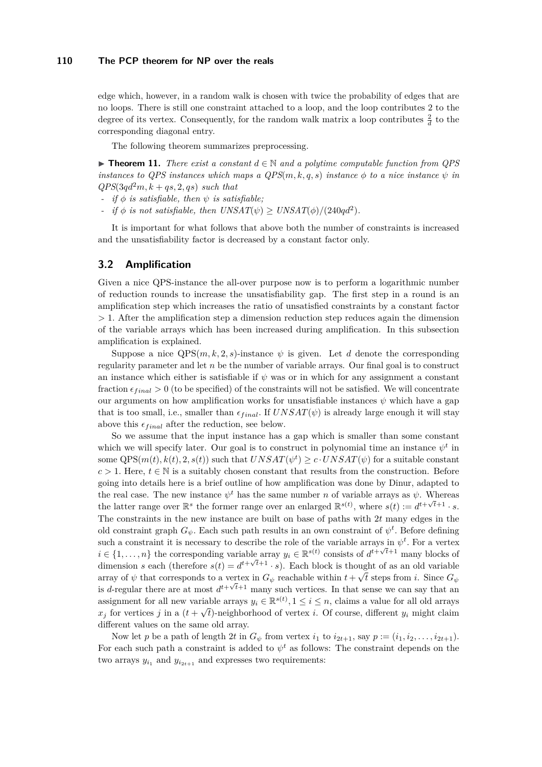edge which, however, in a random walk is chosen with twice the probability of edges that are no loops. There is still one constraint attached to a loop, and the loop contributes 2 to the degree of its vertex. Consequently, for the random walk matrix a loop contributes $\frac{2}{d}$ to the corresponding diagonal entry.

The following theorem summarizes preprocessing.

▶ **Theorem 11.** *There exist a constant $d \in \mathbb{N}$ and a polytime computable function from QPS instances to QPS instances which maps a QPS$(m, k, q, s)$ instance $\phi$ to a nice instance $\psi$ in QPS$(3qd^2m, k + qs, 2, qs)$ such that*

- *if $\phi$ is satisfiable, then $\psi$ is satisfiable;*
- *if $\phi$ is not satisfiable, then $UNSAT(\psi) \geq UNSAT(\phi)/(240qd^2)$.*

It is important for what follows that above both the number of constraints is increased and the unsatisfiability factor is decreased by a constant factor only.

## 3.2 Amplification

Given a nice QPS-instance the all-over purpose now is to perform a logarithmic number of reduction rounds to increase the unsatisfiability gap. The first step in a round is an amplification step which increases the ratio of unsatisfied constraints by a constant factor $> 1$. After the amplification step a dimension reduction step reduces again the dimension of the variable arrays which has been increased during amplification. In this subsection amplification is explained.

Suppose a nice QPS$(m, k, 2, s)$-instance $\psi$ is given. Let $d$ denote the corresponding regularity parameter and let $n$ be the number of variable arrays. Our final goal is to construct an instance which either is satisfiable if $\psi$ was or in which for any assignment a constant fraction $\epsilon_{final} > 0$ (to be specified) of the constraints will not be satisfied. We will concentrate our arguments on how amplification works for unsatisfiable instances $\psi$ which have a gap that is too small, i.e., smaller than $\epsilon_{final}$. If $UNSAT(\psi)$ is already large enough it will stay above this $\epsilon_{final}$ after the reduction, see below.

So we assume that the input instance has a gap which is smaller than some constant which we will specify later. Our goal is to construct in polynomial time an instance $\psi^t$ in some QPS$(m(t), k(t), 2, s(t))$ such that $UNSAT(\psi^t) \geq c \cdot UNSAT(\psi)$ for a suitable constant $c > 1$. Here, $t \in \mathbb{N}$ is a suitably chosen constant that results from the construction. Before going into details here is a brief outline of how amplification was done by Dinur, adapted to the real case. The new instance $\psi^t$ has the same number $n$ of variable arrays as $\psi$. Whereas the latter range over $\mathbb{R}^s$ the former range over an enlarged $\mathbb{R}^{s(t)}$, where $s(t) := d^{t+\sqrt{t}+1} \cdot s$. The constraints in the new instance are built on base of paths with $2t$ many edges in the old constraint graph $G_\psi$. Each such path results in an own constraint of $\psi^t$. Before defining such a constraint it is necessary to describe the role of the variable arrays in $\psi^t$. For a vertex $i \in \{1, \ldots, n\}$ the corresponding variable array $y_i \in \mathbb{R}^{s(t)}$ consists of $d^{t+\sqrt{t}+1}$ many blocks of dimension $s$ each (therefore $s(t) = d^{t+\sqrt{t}+1} \cdot s$). Each block is thought of as an old variable array of $\psi$ that corresponds to a vertex in $G_\psi$ reachable within $t + \sqrt{t}$ steps from $i$. Since $G_\psi$ is $d$-regular there are at most $d^{t+\sqrt{t}+1}$ many such vertices. In that sense we can say that an assignment for all new variable arrays $y_i \in \mathbb{R}^{s(t)}, 1 \leq i \leq n$, claims a value for all old arrays $x_j$ for vertices $j$ in a $(t + \sqrt{t})$-neighborhood of vertex $i$. Of course, different $y_i$ might claim different values on the same old array.

Now let $p$ be a path of length $2t$ in $G_\psi$ from vertex $i_1$ to $i_{2t+1}$, say $p := (i_1, i_2, \ldots, i_{2t+1})$. For each such path a constraint is added to $\psi^t$ as follows: The constraint depends on the two arrays $y_{i_1}$ and $y_{i_{2t+1}}$ and expresses two requirements: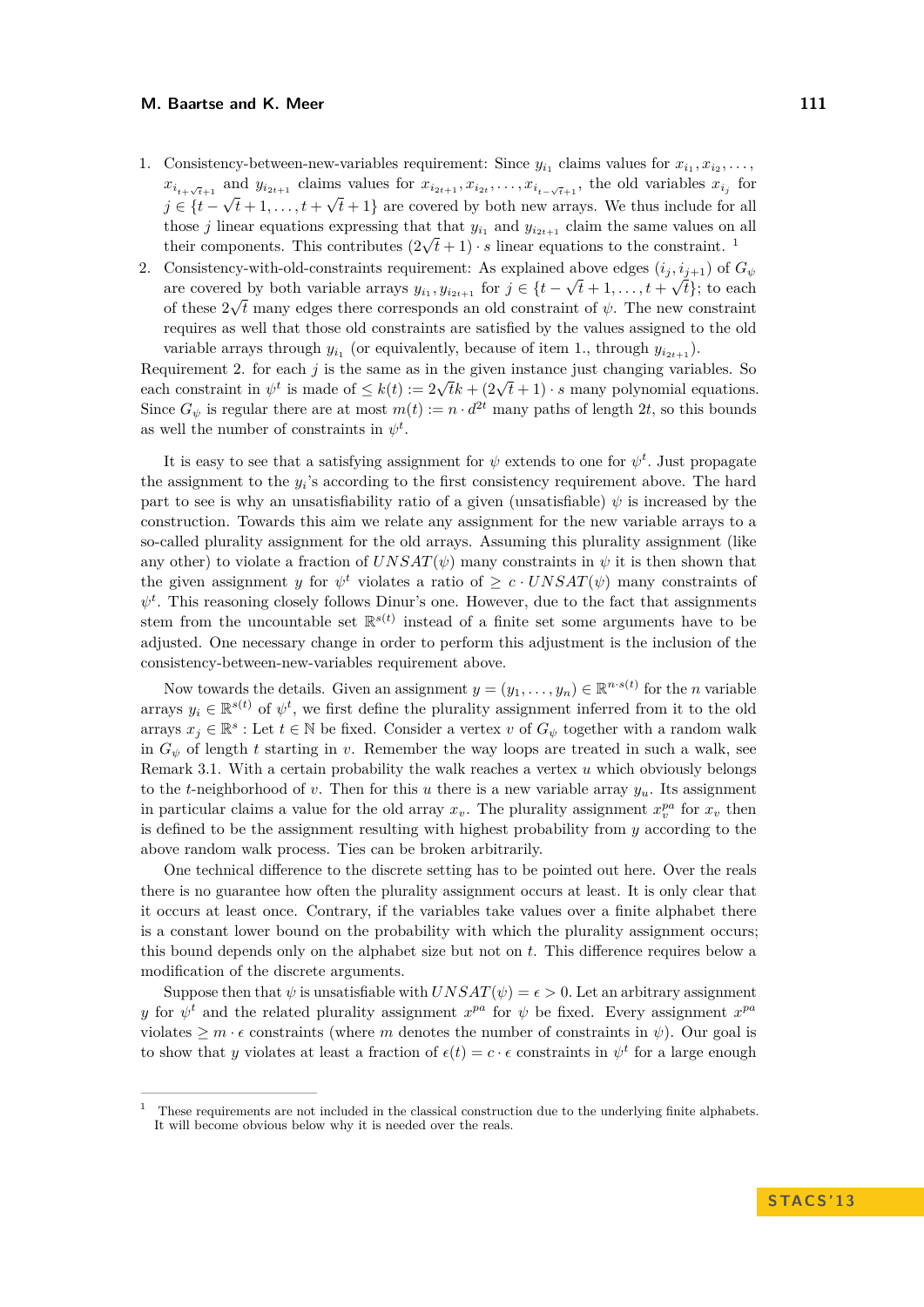1. Consistency-between-new-variables requirement: Since $y_{i_1}$ claims values for $x_{i_1}, x_{i_2}, \ldots, x_{i_{t+\sqrt{t}+1}}$ and $y_{i_{2t+1}}$ claims values for $x_{i_{2t+1}}, x_{i_{2t}}, \ldots, x_{i_{t-\sqrt{t}+1}}$, the old variables $x_{i_j}$ for $j \in \{t - \sqrt{t} + 1, \ldots, t + \sqrt{t} + 1\}$ are covered by both new arrays. We thus include for all those $j$ linear equations expressing that that $y_{i_1}$ and $y_{i_{2t+1}}$ claim the same values on all their components. This contributes $(2\sqrt{t} + 1) \cdot s$ linear equations to the constraint. [1]
2. Consistency-with-old-constraints requirement: As explained above edges $(i_j, i_{j+1})$ of $G_\psi$ are covered by both variable arrays $y_{i_1}, y_{i_{2t+1}}$ for $j \in \{t - \sqrt{t} + 1, \ldots, t + \sqrt{t}\}$; to each of these $2\sqrt{t}$ many edges there corresponds an old constraint of $\psi$. The new constraint requires as well that those old constraints are satisfied by the values assigned to the old variable arrays through $y_{i_1}$ (or equivalently, because of item 1., through $y_{i_{2t+1}}$).

Requirement 2. for each $j$ is the same as in the given instance just changing variables. So each constraint in $\psi^t$ is made of $\leq k(t) := 2\sqrt{t}k + (2\sqrt{t} + 1) \cdot s$ many polynomial equations. Since $G_\psi$ is regular there are at most $m(t) := n \cdot d^{2t}$ many paths of length $2t$, so this bounds as well the number of constraints in $\psi^t$.

It is easy to see that a satisfying assignment for $\psi$ extends to one for $\psi^t$. Just propagate the assignment to the $y_i$'s according to the first consistency requirement above. The hard part to see is why an unsatisfiability ratio of a given (unsatisfiable) $\psi$ is increased by the construction. Towards this aim we relate any assignment for the new variable arrays to a so-called plurality assignment for the old arrays. Assuming this plurality assignment (like any other) to violate a fraction of $UNSAT(\psi)$ many constraints in $\psi$ it is then shown that the given assignment $y$ for $\psi^t$ violates a ratio of $\geq c \cdot UNSAT(\psi)$ many constraints of $\psi^t$. This reasoning closely follows Dinur's one. However, due to the fact that assignments stem from the uncountable set $\mathbb{R}^{s(t)}$ instead of a finite set some arguments have to be adjusted. One necessary change in order to perform this adjustment is the inclusion of the consistency-between-new-variables requirement above.

Now towards the details. Given an assignment $y = (y_1, \ldots, y_n) \in \mathbb{R}^{n \cdot s(t)}$ for the $n$ variable arrays $y_i \in \mathbb{R}^{s(t)}$ of $\psi^t$, we first define the plurality assignment inferred from it to the old arrays $x_j \in \mathbb{R}^s$ : Let $t \in \mathbb{N}$ be fixed. Consider a vertex $v$ of $G_\psi$ together with a random walk in $G_\psi$ of length $t$ starting in $v$. Remember the way loops are treated in such a walk, see Remark 3.1. With a certain probability the walk reaches a vertex $u$ which obviously belongs to the $t$-neighborhood of $v$. Then for this $u$ there is a new variable array $y_u$. Its assignment in particular claims a value for the old array $x_v$. The plurality assignment $x_v^{pa}$ for $x_v$ then is defined to be the assignment resulting with highest probability from $y$ according to the above random walk process. Ties can be broken arbitrarily.

One technical difference to the discrete setting has to be pointed out here. Over the reals there is no guarantee how often the plurality assignment occurs at least. It is only clear that it occurs at least once. Contrary, if the variables take values over a finite alphabet there is a constant lower bound on the probability with which the plurality assignment occurs; this bound depends only on the alphabet size but not on $t$. This difference requires below a modification of the discrete arguments.

Suppose then that $\psi$ is unsatisfiable with $UNSAT(\psi) = \epsilon > 0$. Let an arbitrary assignment $y$ for $\psi^t$ and the related plurality assignment $x^{pa}$ for $\psi$ be fixed. Every assignment $x^{pa}$ violates $\geq m \cdot \epsilon$ constraints (where $m$ denotes the number of constraints in $\psi$). Our goal is to show that $y$ violates at least a fraction of $\epsilon(t) = c \cdot \epsilon$ constraints in $\psi^t$ for a large enough

---

[1] These requirements are not included in the classical construction due to the underlying finite alphabets. It will become obvious below why it is needed over the reals.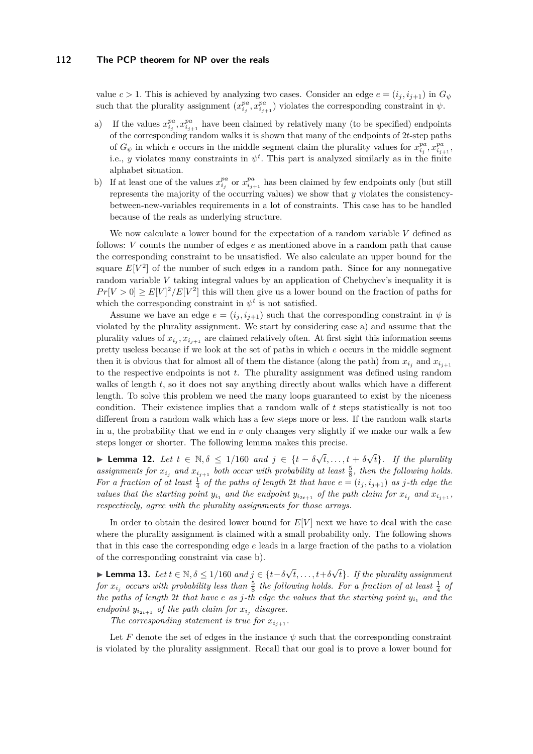value $c > 1$. This is achieved by analyzing two cases. Consider an edge $e = (i_j, i_{j+1})$ in $G_\psi$ such that the plurality assignment $(x^{pa}_{i_j}, x^{pa}_{i_{j+1}})$ violates the corresponding constraint in $\psi$.

a) If the values $x^{pa}_{i_j}, x^{pa}_{i_{j+1}}$ have been claimed by relatively many (to be specified) endpoints of the corresponding random walks it is shown that many of the endpoints of $2t$-step paths of $G_\psi$ in which $e$ occurs in the middle segment claim the plurality values for $x^{pa}_{i_j}, x^{pa}_{i_{j+1}}$, i.e., $y$ violates many constraints in $\psi^t$. This part is analyzed similarly as in the finite alphabet situation.

b) If at least one of the values $x^{pa}_{i_j}$ or $x^{pa}_{i_{j+1}}$ has been claimed by few endpoints only (but still represents the majority of the occurring values) we show that $y$ violates the consistency-between-new-variables requirements in a lot of constraints. This case has to be handled because of the reals as underlying structure.

We now calculate a lower bound for the expectation of a random variable $V$ defined as follows: $V$ counts the number of edges $e$ as mentioned above in a random path that cause the corresponding constraint to be unsatisfied. We also calculate an upper bound for the square $E[V^2]$ of the number of such edges in a random path. Since for any nonnegative random variable $V$ taking integral values by an application of Chebychev's inequality it is $Pr[V > 0] \geq E[V]^2/E[V^2]$ this will then give us a lower bound on the fraction of paths for which the corresponding constraint in $\psi^t$ is not satisfied.

Assume we have an edge $e = (i_j, i_{j+1})$ such that the corresponding constraint in $\psi$ is violated by the plurality assignment. We start by considering case a) and assume that the plurality values of $x_{i_j}, x_{i_{j+1}}$ are claimed relatively often. At first sight this information seems pretty useless because if we look at the set of paths in which $e$ occurs in the middle segment then it is obvious that for almost all of them the distance (along the path) from $x_{i_j}$ and $x_{i_{j+1}}$ to the respective endpoints is not $t$. The plurality assignment was defined using random walks of length $t$, so it does not say anything directly about walks which have a different length. To solve this problem we need the many loops guaranteed to exist by the niceness condition. Their existence implies that a random walk of $t$ steps statistically is not too different from a random walk which has a few steps more or less. If the random walk starts in $u$, the probability that we end in $v$ only changes very slightly if we make our walk a few steps longer or shorter. The following lemma makes this precise.

► **Lemma 12.** *Let $t \in \mathbb{N}, \delta \leq 1/160$ and $j \in \{t - \delta\sqrt{t}, \ldots, t + \delta\sqrt{t}\}$. If the plurality assignments for $x_{i_j}$ and $x_{i_{j+1}}$ both occur with probability at least $\frac{5}{8}$, then the following holds. For a fraction of at least $\frac{1}{4}$ of the paths of length $2t$ that have $e = (i_j, i_{j+1})$ as $j$-th edge the values that the starting point $y_{i_1}$ and the endpoint $y_{i_{2t+1}}$ of the path claim for $x_{i_j}$ and $x_{i_{j+1}}$, respectively, agree with the plurality assignments for those arrays.*

In order to obtain the desired lower bound for $E[V]$ next we have to deal with the case where the plurality assignment is claimed with a small probability only. The following shows that in this case the corresponding edge $e$ leads in a large fraction of the paths to a violation of the corresponding constraint via case b).

► **Lemma 13.** *Let $t \in \mathbb{N}, \delta \leq 1/160$ and $j \in \{t - \delta\sqrt{t}, \ldots, t + \delta\sqrt{t}\}$. If the plurality assignment for $x_{i_j}$ occurs with probability less than $\frac{5}{8}$ the following holds. For a fraction of at least $\frac{1}{4}$ of the paths of length $2t$ that have $e$ as $j$-th edge the values that the starting point $y_{i_1}$ and the endpoint $y_{i_{2t+1}}$ of the path claim for $x_{i_j}$ disagree.*

*The corresponding statement is true for $x_{i_{j+1}}$.*

Let $F$ denote the set of edges in the instance $\psi$ such that the corresponding constraint is violated by the plurality assignment. Recall that our goal is to prove a lower bound for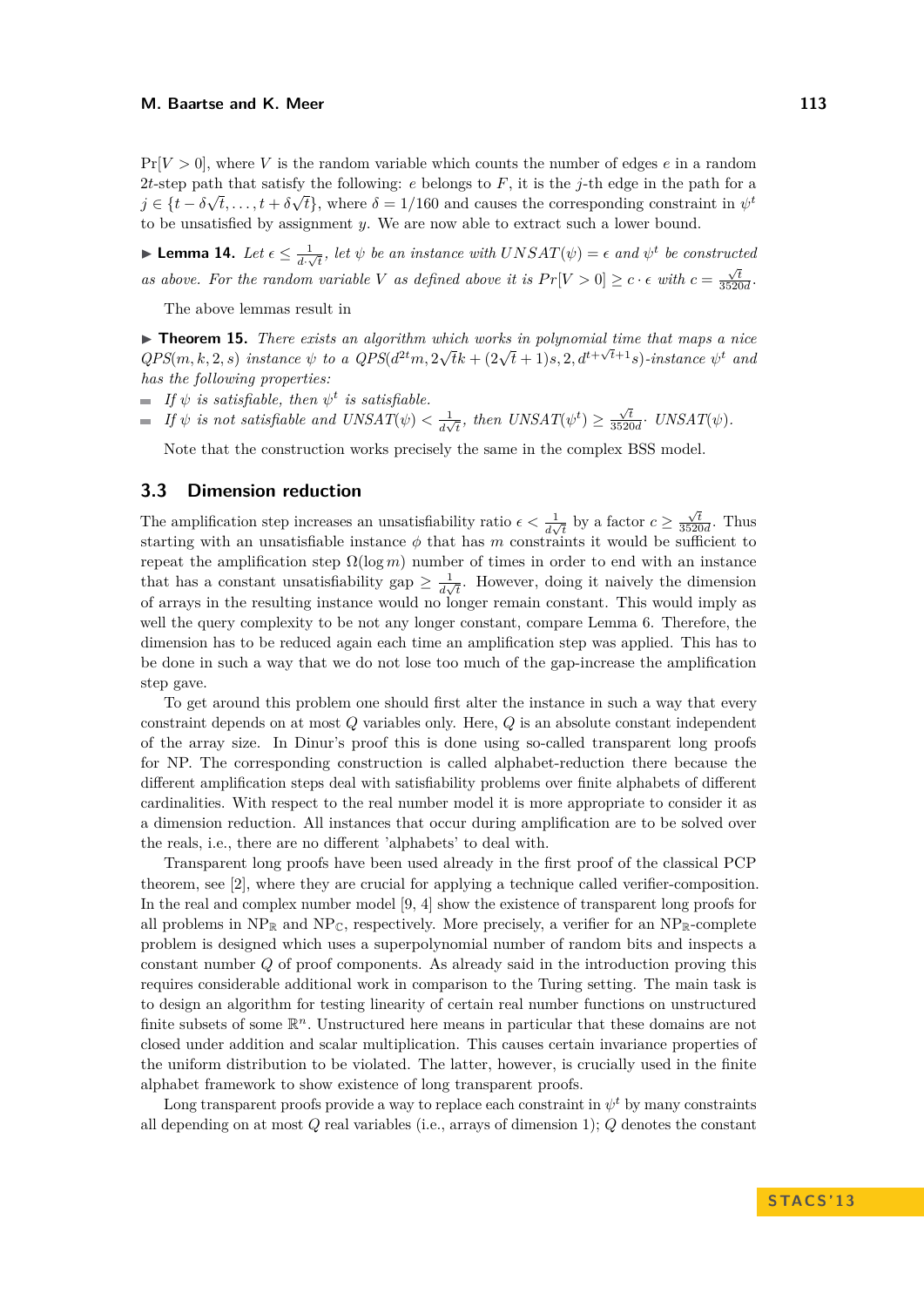$\Pr[V > 0]$, where $V$ is the random variable which counts the number of edges $e$ in a random $2t$-step path that satisfy the following: $e$ belongs to $F$, it is the $j$-th edge in the path for a $j \in \{t - \delta\sqrt{t}, \ldots, t + \delta\sqrt{t}\}$, where $\delta = 1/160$ and causes the corresponding constraint in $\psi^t$ to be unsatisfied by assignment $y$. We are now able to extract such a lower bound.

▶ **Lemma 14.** *Let $\epsilon \leq \frac{1}{d \cdot \sqrt{t}}$, let $\psi$ be an instance with $UNSAT(\psi) = \epsilon$ and $\psi^t$ be constructed as above. For the random variable $V$ as defined above it is $Pr[V > 0] \geq c \cdot \epsilon$ with $c = \frac{\sqrt{t}}{3520d}$.*

The above lemmas result in

▶ **Theorem 15.** *There exists an algorithm which works in polynomial time that maps a nice $QPS(m, k, 2, s)$ instance $\psi$ to a $QPS(d^{2t}m, 2\sqrt{t}k + (2\sqrt{t} + 1)s, 2, d^{t+\sqrt{t}+1}s)$-instance $\psi^t$ and has the following properties:*

- *If $\psi$ is satisfiable, then $\psi^t$ is satisfiable.*
- *If $\psi$ is not satisfiable and $UNSAT(\psi) < \frac{1}{d\sqrt{t}}$, then $UNSAT(\psi^t) \geq \frac{\sqrt{t}}{3520d} \cdot UNSAT(\psi)$.*

Note that the construction works precisely the same in the complex BSS model.

## 3.3 Dimension reduction

The amplification step increases an unsatisfiability ratio $\epsilon < \frac{1}{d\sqrt{t}}$ by a factor $c \geq \frac{\sqrt{t}}{3520d}$. Thus starting with an unsatisfiable instance $\phi$ that has $m$ constraints it would be sufficient to repeat the amplification step $\Omega(\log m)$ number of times in order to end with an instance that has a constant unsatisfiability gap $\geq \frac{1}{d\sqrt{t}}$. However, doing it naively the dimension of arrays in the resulting instance would no longer remain constant. This would imply as well the query complexity to be not any longer constant, compare Lemma 6. Therefore, the dimension has to be reduced again each time an amplification step was applied. This has to be done in such a way that we do not lose too much of the gap-increase the amplification step gave.

To get around this problem one should first alter the instance in such a way that every constraint depends on at most $Q$ variables only. Here, $Q$ is an absolute constant independent of the array size. In Dinur's proof this is done using so-called transparent long proofs for NP. The corresponding construction is called alphabet-reduction there because the different amplification steps deal with satisfiability problems over finite alphabets of different cardinalities. With respect to the real number model it is more appropriate to consider it as a dimension reduction. All instances that occur during amplification are to be solved over the reals, i.e., there are no different 'alphabets' to deal with.

Transparent long proofs have been used already in the first proof of the classical PCP theorem, see [2], where they are crucial for applying a technique called verifier-composition. In the real and complex number model [9, 4] show the existence of transparent long proofs for all problems in $NP_{\mathbb{R}}$ and $NP_{\mathbb{C}}$, respectively. More precisely, a verifier for an $NP_{\mathbb{R}}$-complete problem is designed which uses a superpolynomial number of random bits and inspects a constant number $Q$ of proof components. As already said in the introduction proving this requires considerable additional work in comparison to the Turing setting. The main task is to design an algorithm for testing linearity of certain real number functions on unstructured finite subsets of some $\mathbb{R}^n$. Unstructured here means in particular that these domains are not closed under addition and scalar multiplication. This causes certain invariance properties of the uniform distribution to be violated. The latter, however, is crucially used in the finite alphabet framework to show existence of long transparent proofs.

Long transparent proofs provide a way to replace each constraint in $\psi^t$ by many constraints all depending on at most $Q$ real variables (i.e., arrays of dimension 1); $Q$ denotes the constant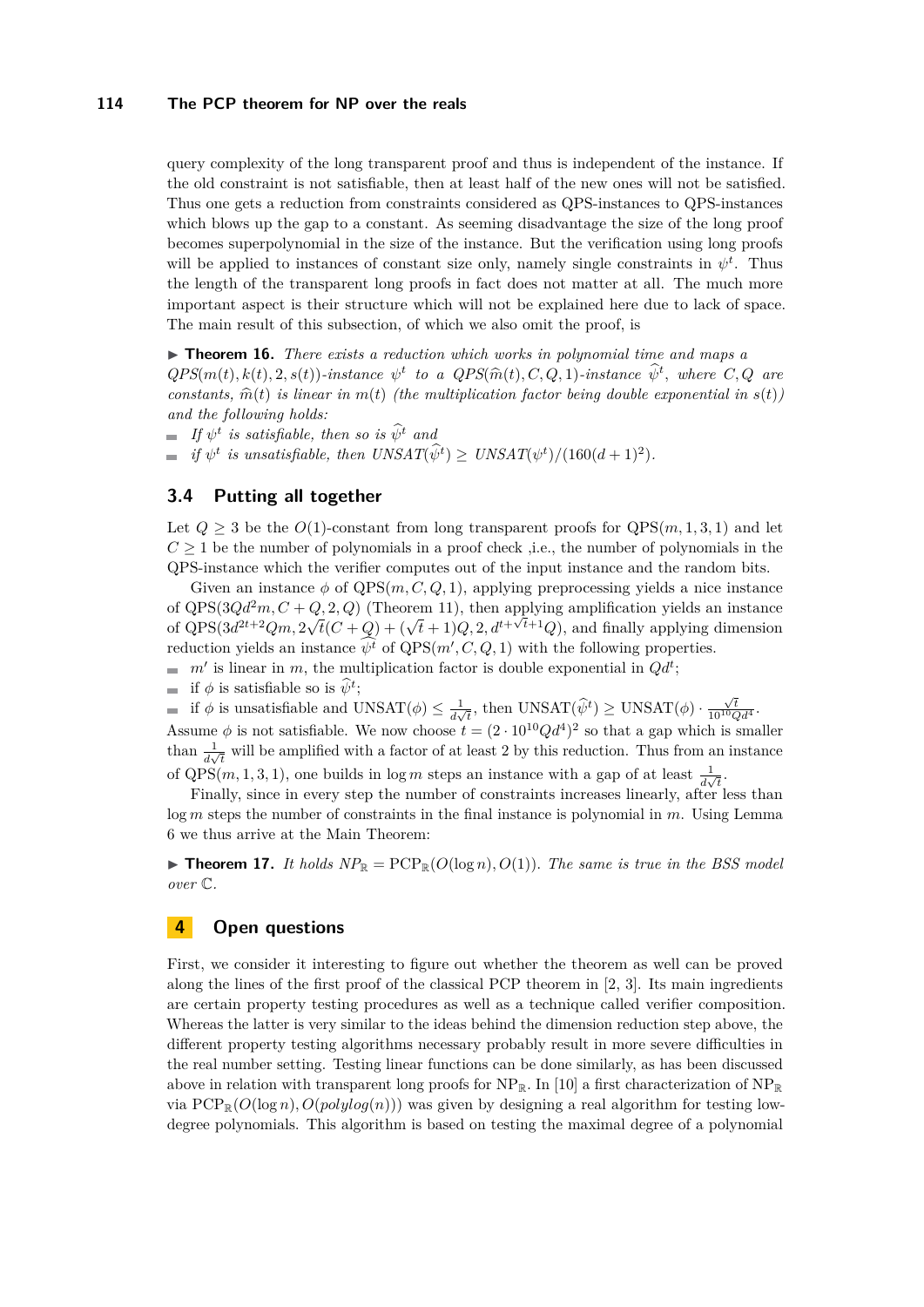query complexity of the long transparent proof and thus is independent of the instance. If the old constraint is not satisfiable, then at least half of the new ones will not be satisfied. Thus one gets a reduction from constraints considered as QPS-instances to QPS-instances which blows up the gap to a constant. As seeming disadvantage the size of the long proof becomes superpolynomial in the size of the instance. But the verification using long proofs will be applied to instances of constant size only, namely single constraints in $\psi^t$. Thus the length of the transparent long proofs in fact does not matter at all. The much more important aspect is their structure which will not be explained here due to lack of space. The main result of this subsection, of which we also omit the proof, is

▶ **Theorem 16.** *There exists a reduction which works in polynomial time and maps a $QPS(m(t), k(t), 2, s(t))$-instance $\psi^t$ to a $QPS(\widehat{m}(t), C, Q, 1)$-instance $\widehat{\psi}^t$, where $C, Q$ are constants, $\widehat{m}(t)$ is linear in $m(t)$ (the multiplication factor being double exponential in $s(t)$) and the following holds:*

- *If $\psi^t$ is satisfiable, then so is $\widehat{\psi}^t$ and*
- *if $\psi^t$ is unsatisfiable, then $UNSAT(\widehat{\psi}^t) \geq UNSAT(\psi^t)/(160(d+1)^2)$.*

## 3.4 Putting all together

Let $Q \geq 3$ be the $O(1)$-constant from long transparent proofs for $\text{QPS}(m, 1, 3, 1)$ and let $C \geq 1$ be the number of polynomials in a proof check ,i.e., the number of polynomials in the QPS-instance which the verifier computes out of the input instance and the random bits.

Given an instance $\phi$ of $\text{QPS}(m, C, Q, 1)$, applying preprocessing yields a nice instance of $\text{QPS}(3Qd^2m, C+Q, 2, Q)$ (Theorem 11), then applying amplification yields an instance of $\text{QPS}(3d^{2t+2}Qm, 2\sqrt{t}(C+Q) + (\sqrt{t}+1)Q, 2, d^{t+\sqrt{t}+1}Q)$, and finally applying dimension reduction yields an instance $\widehat{\psi}^t$ of $\text{QPS}(m', C, Q, 1)$ with the following properties.

- $m'$ is linear in $m$, the multiplication factor is double exponential in $Qd^t$;
- if $\phi$ is satisfiable so is $\widehat{\psi}^t$;
- if $\phi$ is unsatisfiable and $\text{UNSAT}(\phi) \leq \frac{1}{d\sqrt{t}}$, then $\text{UNSAT}(\widehat{\psi}^t) \geq \text{UNSAT}(\phi) \cdot \frac{\sqrt{t}}{10^{10}Qd^4}$.

Assume $\phi$ is not satisfiable. We now choose $t = (2 \cdot 10^{10}Qd^4)^2$ so that a gap which is smaller than $\frac{1}{d\sqrt{t}}$ will be amplified with a factor of at least 2 by this reduction. Thus from an instance of $\text{QPS}(m, 1, 3, 1)$, one builds in $\log m$ steps an instance with a gap of at least $\frac{1}{d\sqrt{t}}$.

Finally, since in every step the number of constraints increases linearly, after less than $\log m$ steps the number of constraints in the final instance is polynomial in $m$. Using Lemma 6 we thus arrive at the Main Theorem:

▶ **Theorem 17.** *It holds $NP_{\mathbb{R}} = \text{PCP}_{\mathbb{R}}(O(\log n), O(1))$. The same is true in the BSS model over $\mathbb{C}$.*

# 4 Open questions

First, we consider it interesting to figure out whether the theorem as well can be proved along the lines of the first proof of the classical PCP theorem in [2, 3]. Its main ingredients are certain property testing procedures as well as a technique called verifier composition. Whereas the latter is very similar to the ideas behind the dimension reduction step above, the different property testing algorithms necessary probably result in more severe difficulties in the real number setting. Testing linear functions can be done similarly, as has been discussed above in relation with transparent long proofs for $\text{NP}_{\mathbb{R}}$. In [10] a first characterization of $\text{NP}_{\mathbb{R}}$ via $\text{PCP}_{\mathbb{R}}(O(\log n), O(polylog(n)))$ was given by designing a real algorithm for testing low-degree polynomials. This algorithm is based on testing the maximal degree of a polynomial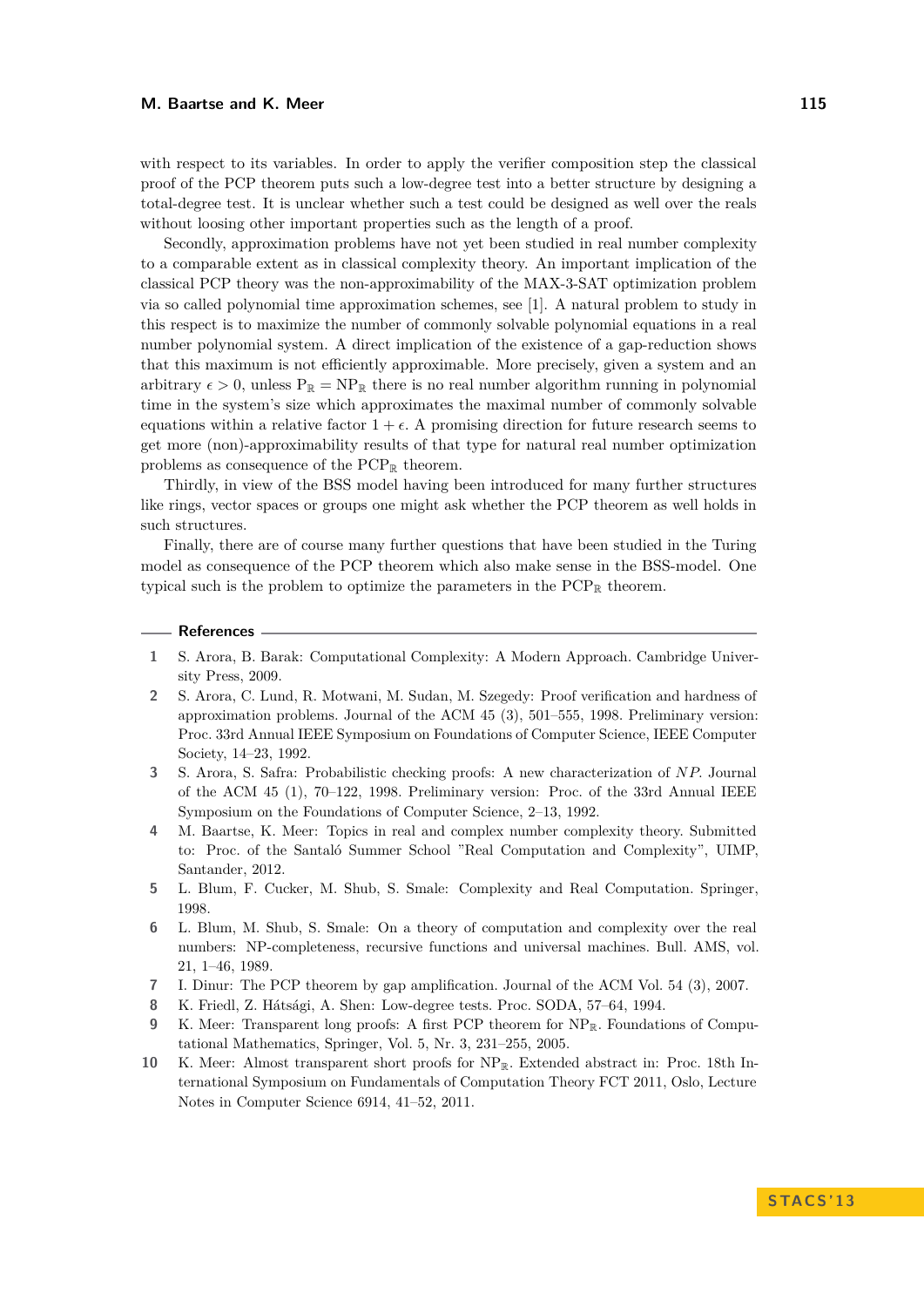with respect to its variables. In order to apply the verifier composition step the classical proof of the PCP theorem puts such a low-degree test into a better structure by designing a total-degree test. It is unclear whether such a test could be designed as well over the reals without loosing other important properties such as the length of a proof.

Secondly, approximation problems have not yet been studied in real number complexity to a comparable extent as in classical complexity theory. An important implication of the classical PCP theory was the non-approximability of the MAX-3-SAT optimization problem via so called polynomial time approximation schemes, see [1]. A natural problem to study in this respect is to maximize the number of commonly solvable polynomial equations in a real number polynomial system. A direct implication of the existence of a gap-reduction shows that this maximum is not efficiently approximable. More precisely, given a system and an arbitrary $\epsilon > 0$, unless $\mathrm{P}_{\mathbb{R}} = \mathrm{NP}_{\mathbb{R}}$ there is no real number algorithm running in polynomial time in the system's size which approximates the maximal number of commonly solvable equations within a relative factor $1 + \epsilon$. A promising direction for future research seems to get more (non)-approximability results of that type for natural real number optimization problems as consequence of the $\mathrm{PCP}_{\mathbb{R}}$ theorem.

Thirdly, in view of the BSS model having been introduced for many further structures like rings, vector spaces or groups one might ask whether the PCP theorem as well holds in such structures.

Finally, there are of course many further questions that have been studied in the Turing model as consequence of the PCP theorem which also make sense in the BSS-model. One typical such is the problem to optimize the parameters in the $\mathrm{PCP}_{\mathbb{R}}$ theorem.

## References

1. S. Arora, B. Barak: Computational Complexity: A Modern Approach. Cambridge University Press, 2009.
2. S. Arora, C. Lund, R. Motwani, M. Sudan, M. Szegedy: Proof verification and hardness of approximation problems. Journal of the ACM 45 (3), 501–555, 1998. Preliminary version: Proc. 33rd Annual IEEE Symposium on Foundations of Computer Science, IEEE Computer Society, 14–23, 1992.
3. S. Arora, S. Safra: Probabilistic checking proofs: A new characterization of *NP*. Journal of the ACM 45 (1), 70–122, 1998. Preliminary version: Proc. of the 33rd Annual IEEE Symposium on the Foundations of Computer Science, 2–13, 1992.
4. M. Baartse, K. Meer: Topics in real and complex number complexity theory. Submitted to: Proc. of the Santaló Summer School "Real Computation and Complexity", UIMP, Santander, 2012.
5. L. Blum, F. Cucker, M. Shub, S. Smale: Complexity and Real Computation. Springer, 1998.
6. L. Blum, M. Shub, S. Smale: On a theory of computation and complexity over the real numbers: NP-completeness, recursive functions and universal machines. Bull. AMS, vol. 21, 1–46, 1989.
7. I. Dinur: The PCP theorem by gap amplification. Journal of the ACM Vol. 54 (3), 2007.
8. K. Friedl, Z. Hátsági, A. Shen: Low-degree tests. Proc. SODA, 57–64, 1994.
9. K. Meer: Transparent long proofs: A first PCP theorem for $\mathrm{NP}_{\mathbb{R}}$. Foundations of Computational Mathematics, Springer, Vol. 5, Nr. 3, 231–255, 2005.
10. K. Meer: Almost transparent short proofs for $\mathrm{NP}_{\mathbb{R}}$. Extended abstract in: Proc. 18th International Symposium on Fundamentals of Computation Theory FCT 2011, Oslo, Lecture Notes in Computer Science 6914, 41–52, 2011.